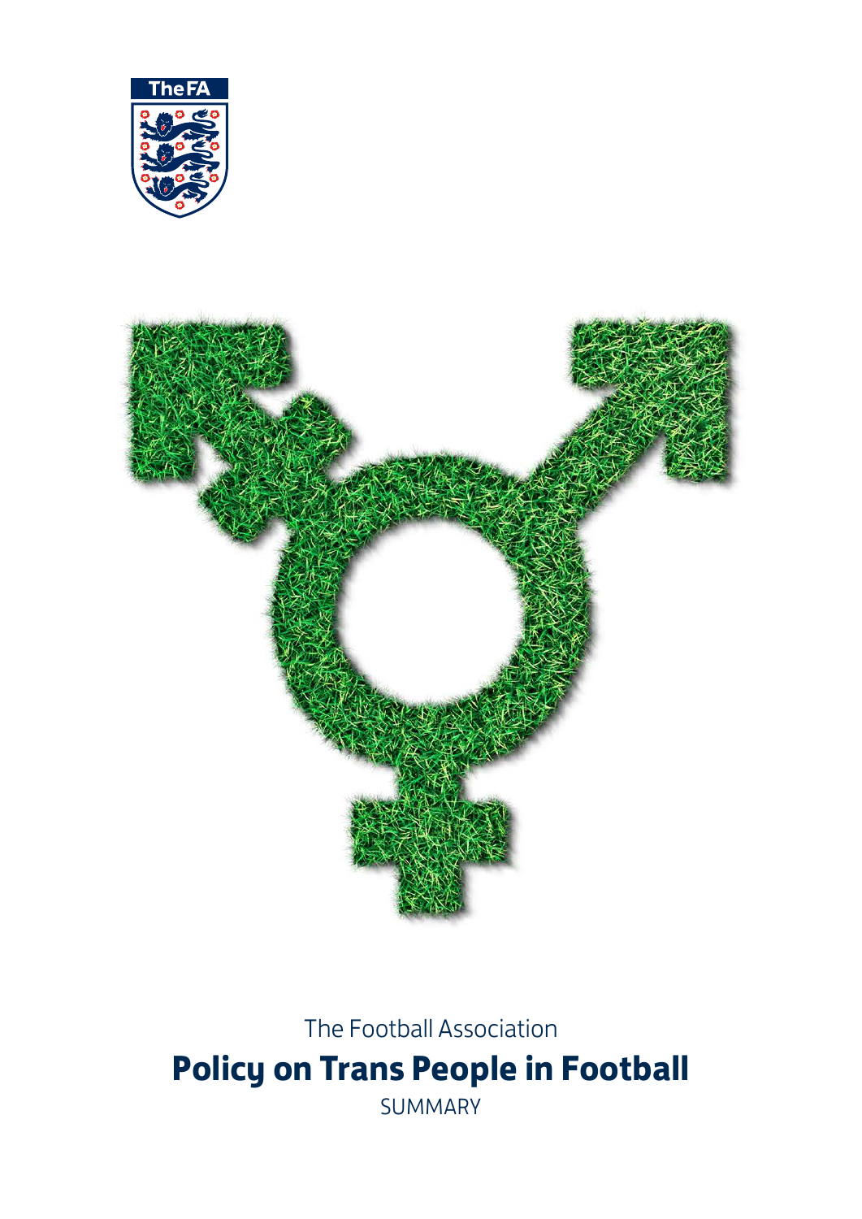The FA

The Football Association

# Policy on Trans People in Football

SUMMARY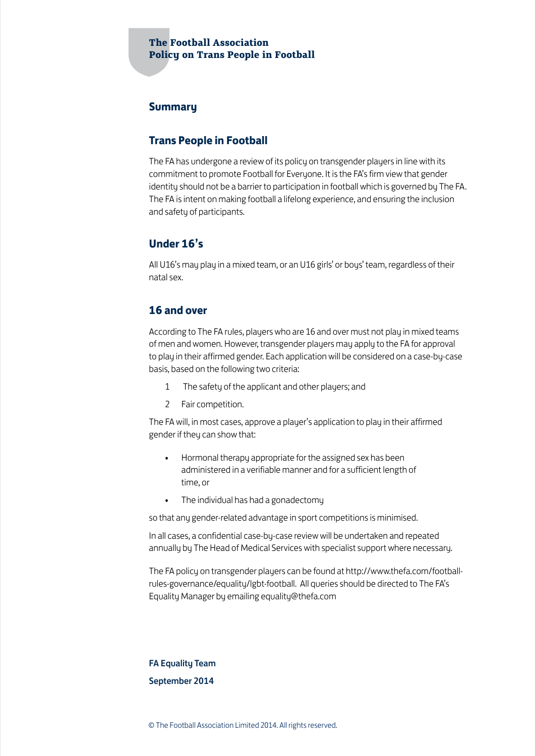# The Football Association
# Policy on Trans People in Football

## Summary

## Trans People in Football

The FA has undergone a review of its policy on transgender players in line with its commitment to promote Football for Everyone. It is the FA's firm view that gender identity should not be a barrier to participation in football which is governed by The FA. The FA is intent on making football a lifelong experience, and ensuring the inclusion and safety of participants.

## Under 16's

All U16's may play in a mixed team, or an U16 girls' or boys' team, regardless of their natal sex.

## 16 and over

According to The FA rules, players who are 16 and over must not play in mixed teams of men and women. However, transgender players may apply to the FA for approval to play in their affirmed gender. Each application will be considered on a case-by-case basis, based on the following two criteria:

1. The safety of the applicant and other players; and
2. Fair competition.

The FA will, in most cases, approve a player's application to play in their affirmed gender if they can show that:

- Hormonal therapy appropriate for the assigned sex has been administered in a verifiable manner and for a sufficient length of time, or
- The individual has had a gonadectomy

so that any gender-related advantage in sport competitions is minimised.

In all cases, a confidential case-by-case review will be undertaken and repeated annually by The Head of Medical Services with specialist support where necessary.

The FA policy on transgender players can be found at http://www.thefa.com/football-rules-governance/equality/lgbt-football. All queries should be directed to The FA's Equality Manager by emailing equality@thefa.com

**FA Equality Team**

**September 2014**

© The Football Association Limited 2014. All rights reserved.